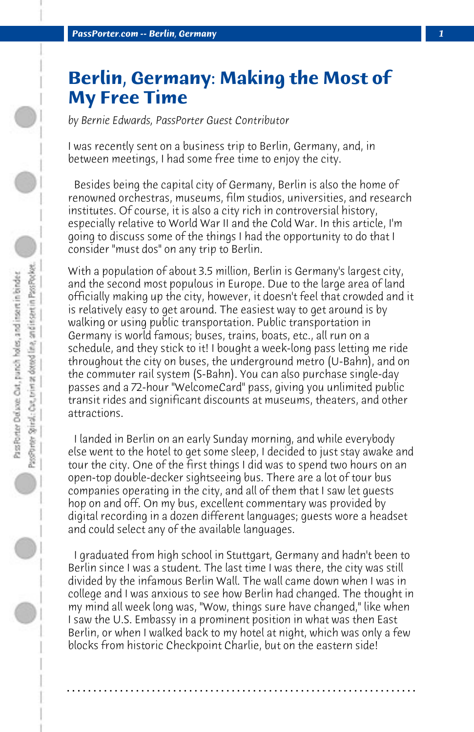# Berlin, Germany: Making the Most of My Free Time

*by Bernie Edwards, PassPorter Guest Contributor*

I was recently sent on a business trip to Berlin, Germany, and, in between meetings, I had some free time to enjoy the city.

Besides being the capital city of Germany, Berlin is also the home of renowned orchestras, museums, film studios, universities, and research institutes. Of course, it is also a city rich in controversial history, especially relative to World War II and the Cold War. In this article, I'm going to discuss some of the things I had the opportunity to do that I consider "must dos" on any trip to Berlin.

With a population of about 3.5 million, Berlin is Germany's largest city, and the second most populous in Europe. Due to the large area of land officially making up the city, however, it doesn't feel that crowded and it is relatively easy to get around. The easiest way to get around is by walking or using public transportation. Public transportation in Germany is world famous; buses, trains, boats, etc., all run on a schedule, and they stick to it! I bought a week-long pass letting me ride throughout the city on buses, the underground metro (U-Bahn), and on the commuter rail system (S-Bahn). You can also purchase single-day passes and a 72-hour "WelcomeCard" pass, giving you unlimited public transit rides and significant discounts at museums, theaters, and other attractions.

I landed in Berlin on an early Sunday morning, and while everybody else went to the hotel to get some sleep, I decided to just stay awake and tour the city. One of the first things I did was to spend two hours on an open-top double-decker sightseeing bus. There are a lot of tour bus companies operating in the city, and all of them that I saw let guests hop on and off. On my bus, excellent commentary was provided by digital recording in a dozen different languages; guests wore a headset and could select any of the available languages.

I graduated from high school in Stuttgart, Germany and hadn't been to Berlin since I was a student. The last time I was there, the city was still divided by the infamous Berlin Wall. The wall came down when I was in college and I was anxious to see how Berlin had changed. The thought in my mind all week long was, "Wow, things sure have changed," like when I saw the U.S. Embassy in a prominent position in what was then East Berlin, or when I walked back to my hotel at night, which was only a few blocks from historic Checkpoint Charlie, but on the eastern side!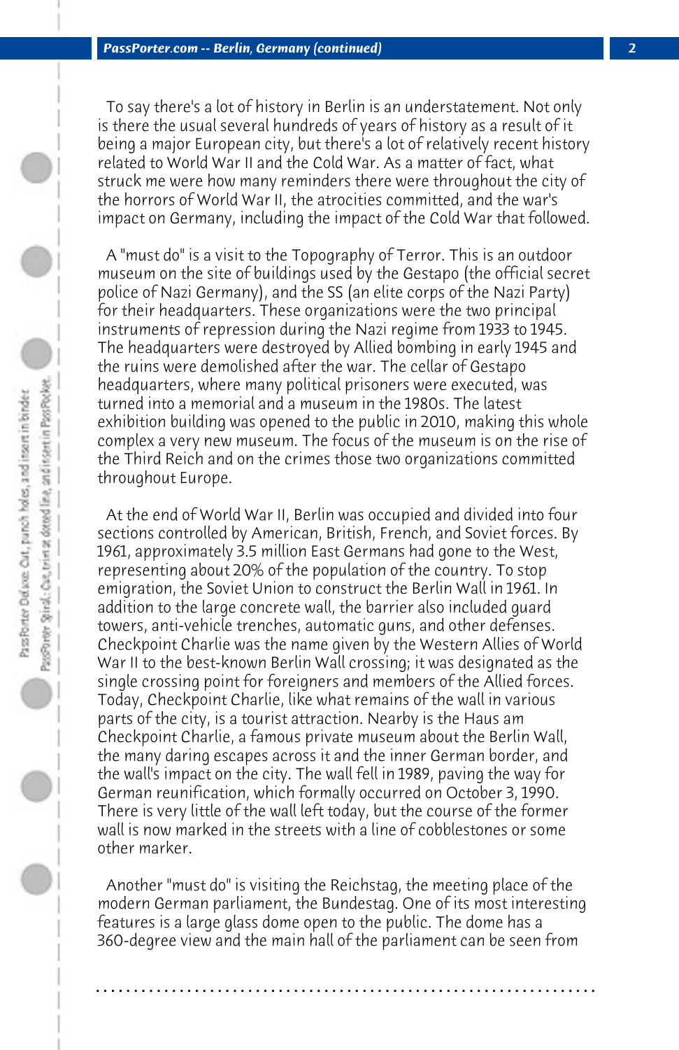To say there's a lot of history in Berlin is an understatement. Not only is there the usual several hundreds of years of history as a result of it being a major European city, but there's a lot of relatively recent history related to World War II and the Cold War. As a matter of fact, what struck me were how many reminders there were throughout the city of the horrors of World War II, the atrocities committed, and the war's impact on Germany, including the impact of the Cold War that followed.

A "must do" is a visit to the Topography of Terror. This is an outdoor museum on the site of buildings used by the Gestapo (the official secret police of Nazi Germany), and the SS (an elite corps of the Nazi Party) for their headquarters. These organizations were the two principal instruments of repression during the Nazi regime from 1933 to 1945. The headquarters were destroyed by Allied bombing in early 1945 and the ruins were demolished after the war. The cellar of Gestapo headquarters, where many political prisoners were executed, was turned into a memorial and a museum in the 1980s. The latest exhibition building was opened to the public in 2010, making this whole complex a very new museum. The focus of the museum is on the rise of the Third Reich and on the crimes those two organizations committed throughout Europe.

At the end of World War II, Berlin was occupied and divided into four sections controlled by American, British, French, and Soviet forces. By 1961, approximately 3.5 million East Germans had gone to the West, representing about 20% of the population of the country. To stop emigration, the Soviet Union to construct the Berlin Wall in 1961. In addition to the large concrete wall, the barrier also included guard towers, anti-vehicle trenches, automatic guns, and other defenses. Checkpoint Charlie was the name given by the Western Allies of World War II to the best-known Berlin Wall crossing; it was designated as the single crossing point for foreigners and members of the Allied forces. Today, Checkpoint Charlie, like what remains of the wall in various parts of the city, is a tourist attraction. Nearby is the Haus am Checkpoint Charlie, a famous private museum about the Berlin Wall, the many daring escapes across it and the inner German border, and the wall's impact on the city. The wall fell in 1989, paving the way for German reunification, which formally occurred on October 3, 1990. There is very little of the wall left today, but the course of the former wall is now marked in the streets with a line of cobblestones or some other marker.

Another "must do" is visiting the Reichstag, the meeting place of the modern German parliament, the Bundestag. One of its most interesting features is a large glass dome open to the public. The dome has a 360-degree view and the main hall of the parliament can be seen from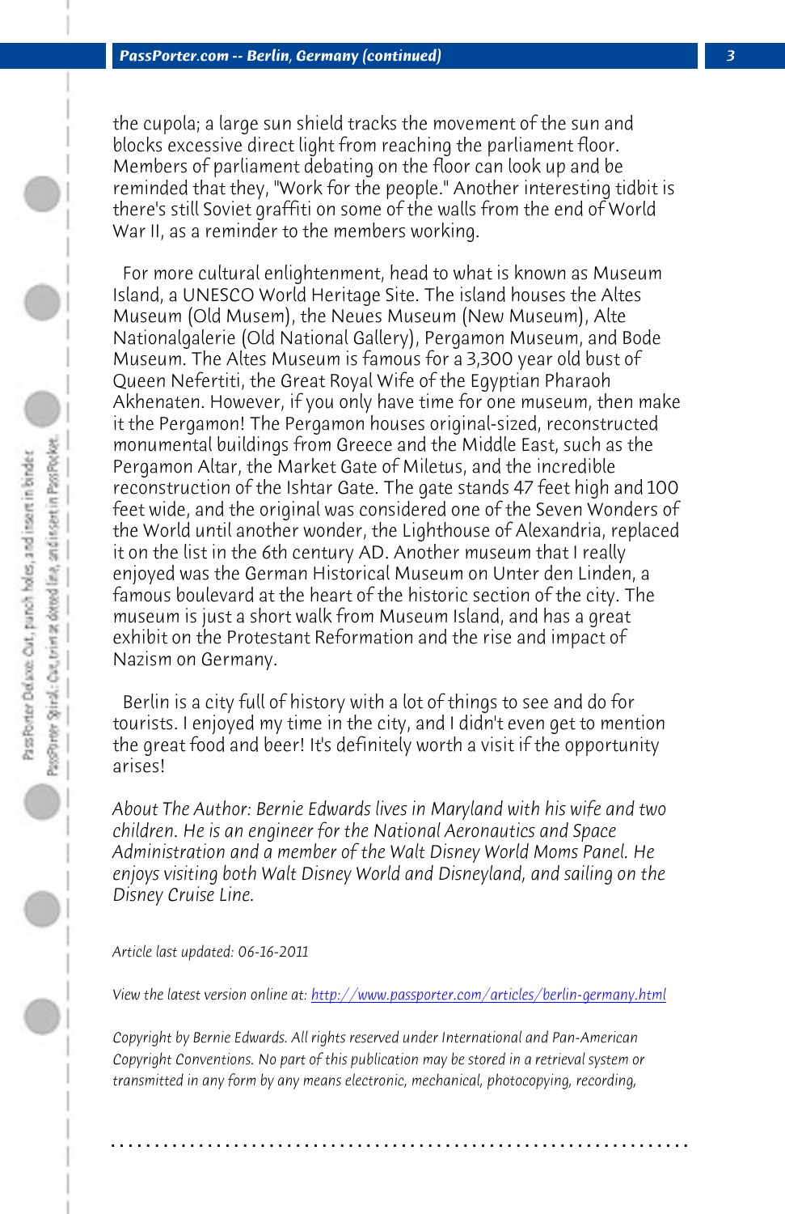the cupola; a large sun shield tracks the movement of the sun and blocks excessive direct light from reaching the parliament floor. Members of parliament debating on the floor can look up and be reminded that they, "Work for the people." Another interesting tidbit is there's still Soviet graffiti on some of the walls from the end of World War II, as a reminder to the members working.

For more cultural enlightenment, head to what is known as Museum Island, a UNESCO World Heritage Site. The island houses the Altes Museum (Old Musem), the Neues Museum (New Museum), Alte Nationalgalerie (Old National Gallery), Pergamon Museum, and Bode Museum. The Altes Museum is famous for a 3,300 year old bust of Queen Nefertiti, the Great Royal Wife of the Egyptian Pharaoh Akhenaten. However, if you only have time for one museum, then make it the Pergamon! The Pergamon houses original-sized, reconstructed monumental buildings from Greece and the Middle East, such as the Pergamon Altar, the Market Gate of Miletus, and the incredible reconstruction of the Ishtar Gate. The gate stands 47 feet high and 100 feet wide, and the original was considered one of the Seven Wonders of the World until another wonder, the Lighthouse of Alexandria, replaced it on the list in the 6th century AD. Another museum that I really enjoyed was the German Historical Museum on Unter den Linden, a famous boulevard at the heart of the historic section of the city. The museum is just a short walk from Museum Island, and has a great exhibit on the Protestant Reformation and the rise and impact of Nazism on Germany.

Berlin is a city full of history with a lot of things to see and do for tourists. I enjoyed my time in the city, and I didn't even get to mention the great food and beer! It's definitely worth a visit if the opportunity arises!

*About The Author: Bernie Edwards lives in Maryland with his wife and two children. He is an engineer for the National Aeronautics and Space Administration and a member of the Walt Disney World Moms Panel. He enjoys visiting both Walt Disney World and Disneyland, and sailing on the Disney Cruise Line.*

*Article last updated: 06-16-2011*

*View the latest version online at: [http://www.passporter.com/articles/berlin-germany.html](http://www.passporter.com/articles/berlin-germany.html)*

*Copyright by Bernie Edwards. All rights reserved under International and Pan-American Copyright Conventions. No part of this publication may be stored in a retrieval system or transmitted in any form by any means electronic, mechanical, photocopying, recording,*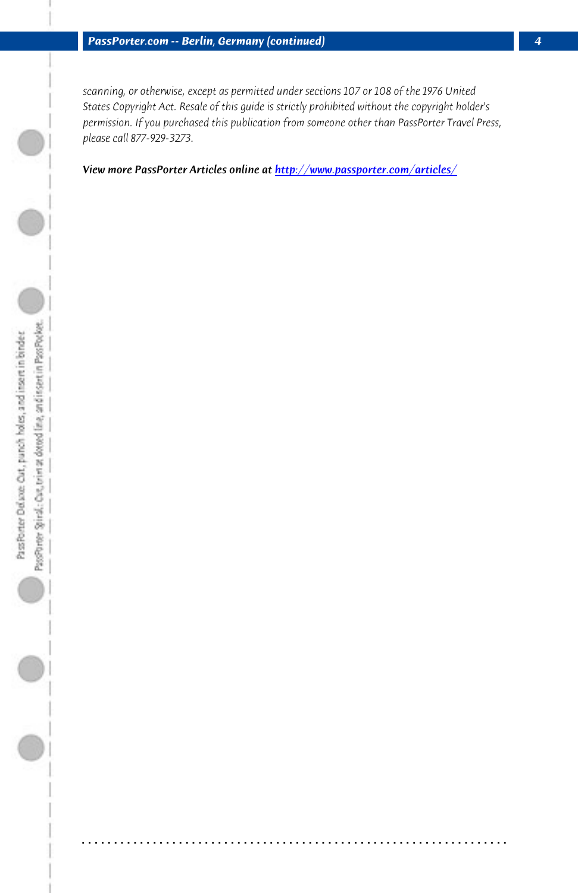*scanning, or otherwise, except as permitted under sections 107 or 108 of the 1976 United States Copyright Act. Resale of this guide is strictly prohibited without the copyright holder's permission. If you purchased this publication from someone other than PassPorter Travel Press, please call 877-929-3273.*

***View more PassPorter Articles online at [http://www.passporter.com/articles/](http://www.passporter.com/articles/)***